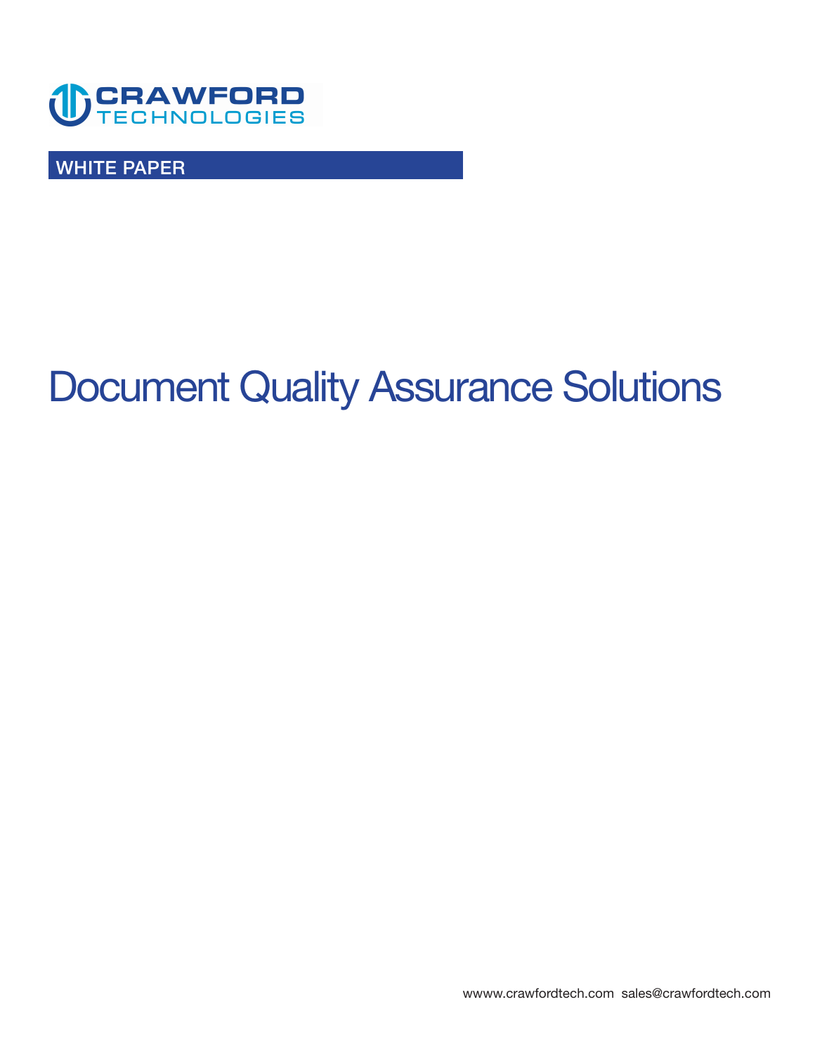CRAWFORD TECHNOLOGIES

WHITE PAPER

# Document Quality Assurance Solutions

wwww.crawfordtech.com sales@crawfordtech.com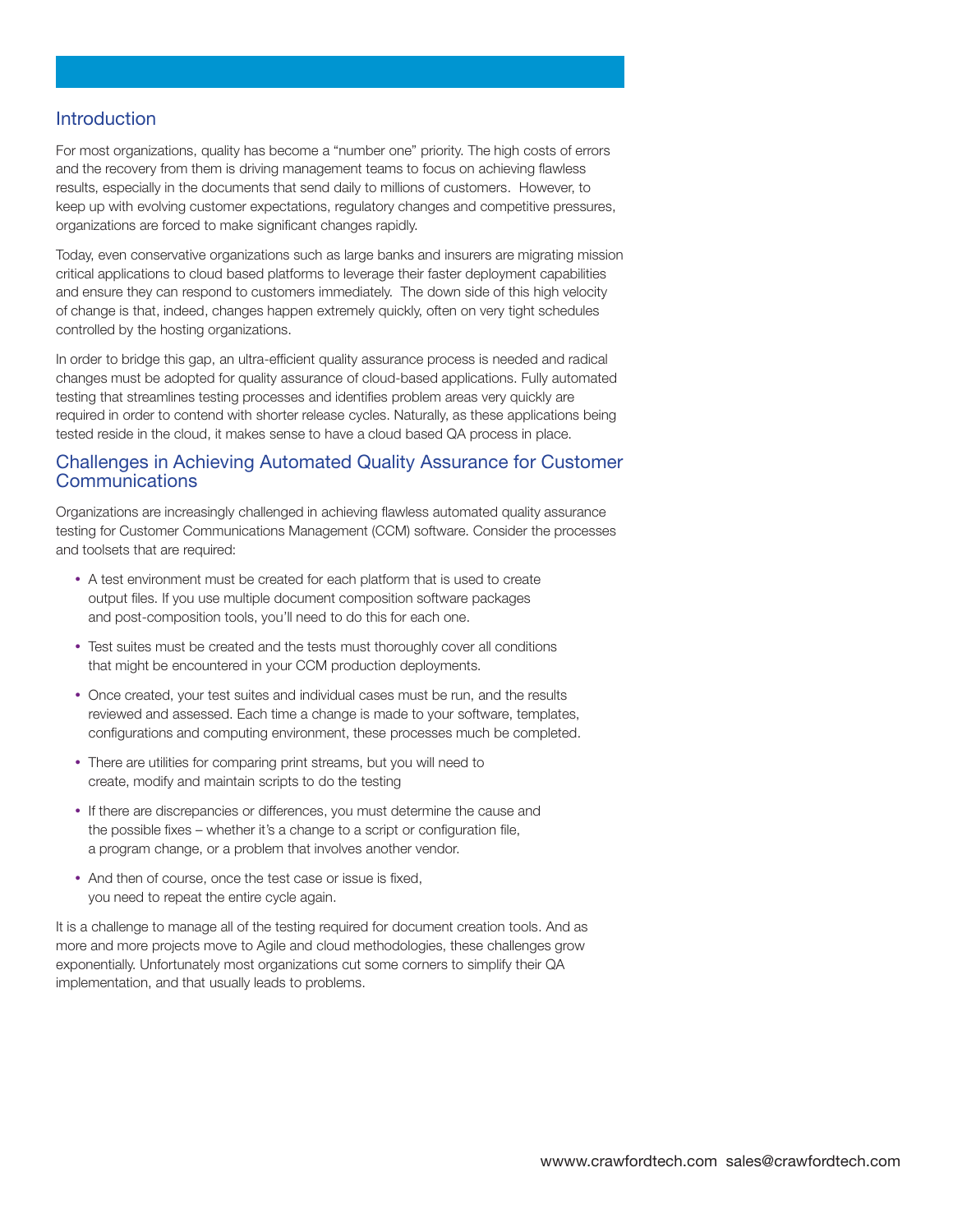## Introduction

For most organizations, quality has become a "number one" priority. The high costs of errors and the recovery from them is driving management teams to focus on achieving flawless results, especially in the documents that send daily to millions of customers. However, to keep up with evolving customer expectations, regulatory changes and competitive pressures, organizations are forced to make significant changes rapidly.

Today, even conservative organizations such as large banks and insurers are migrating mission critical applications to cloud based platforms to leverage their faster deployment capabilities and ensure they can respond to customers immediately. The down side of this high velocity of change is that, indeed, changes happen extremely quickly, often on very tight schedules controlled by the hosting organizations.

In order to bridge this gap, an ultra-efficient quality assurance process is needed and radical changes must be adopted for quality assurance of cloud-based applications. Fully automated testing that streamlines testing processes and identifies problem areas very quickly are required in order to contend with shorter release cycles. Naturally, as these applications being tested reside in the cloud, it makes sense to have a cloud based QA process in place.

## Challenges in Achieving Automated Quality Assurance for Customer Communications

Organizations are increasingly challenged in achieving flawless automated quality assurance testing for Customer Communications Management (CCM) software. Consider the processes and toolsets that are required:

- A test environment must be created for each platform that is used to create output files. If you use multiple document composition software packages and post-composition tools, you'll need to do this for each one.
- Test suites must be created and the tests must thoroughly cover all conditions that might be encountered in your CCM production deployments.
- Once created, your test suites and individual cases must be run, and the results reviewed and assessed. Each time a change is made to your software, templates, configurations and computing environment, these processes much be completed.
- There are utilities for comparing print streams, but you will need to create, modify and maintain scripts to do the testing
- If there are discrepancies or differences, you must determine the cause and the possible fixes – whether it's a change to a script or configuration file, a program change, or a problem that involves another vendor.
- And then of course, once the test case or issue is fixed, you need to repeat the entire cycle again.

It is a challenge to manage all of the testing required for document creation tools. And as more and more projects move to Agile and cloud methodologies, these challenges grow exponentially. Unfortunately most organizations cut some corners to simplify their QA implementation, and that usually leads to problems.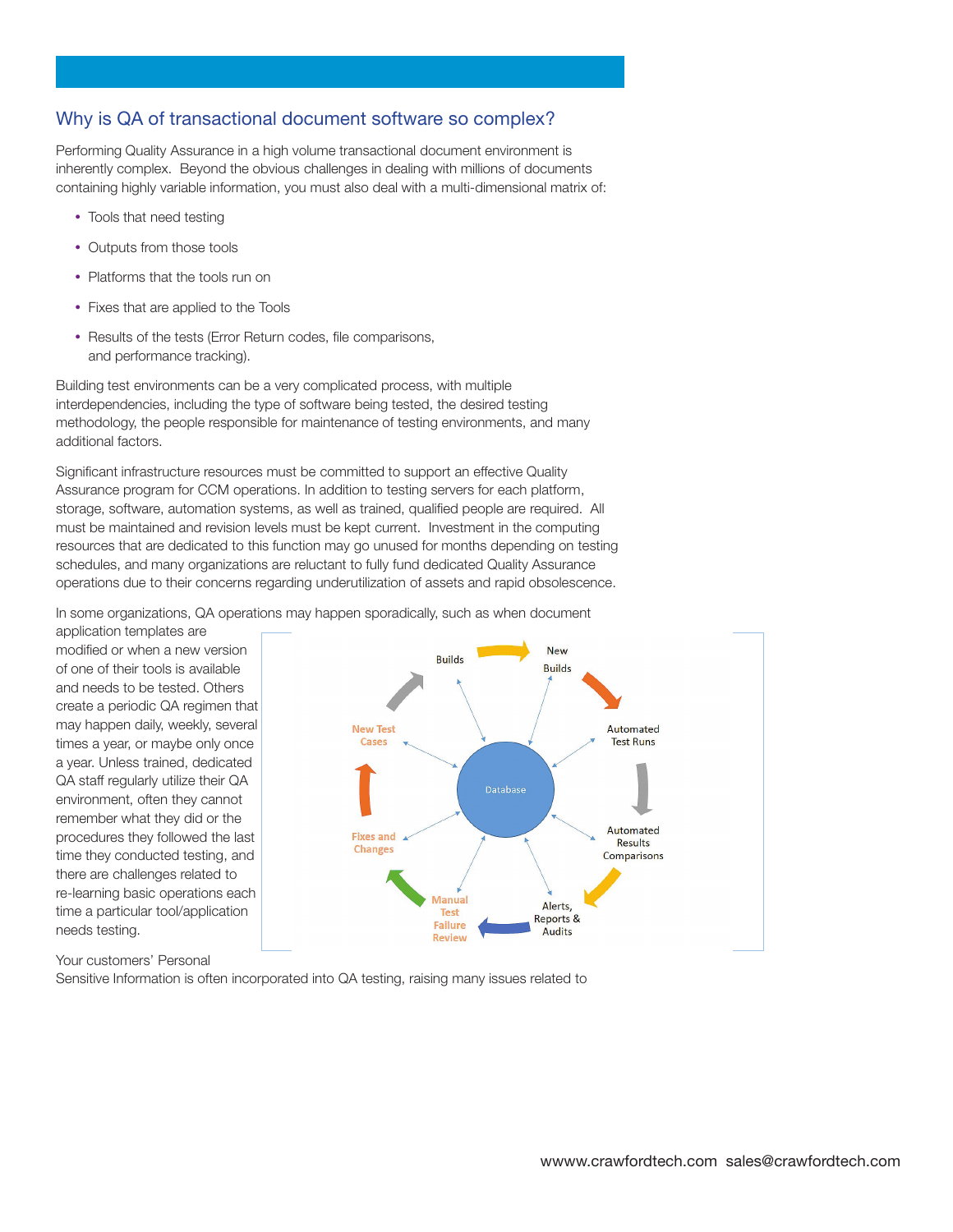## Why is QA of transactional document software so complex?

Performing Quality Assurance in a high volume transactional document environment is inherently complex. Beyond the obvious challenges in dealing with millions of documents containing highly variable information, you must also deal with a multi-dimensional matrix of:

- Tools that need testing
- Outputs from those tools
- Platforms that the tools run on
- Fixes that are applied to the Tools
- Results of the tests (Error Return codes, file comparisons, and performance tracking).

Building test environments can be a very complicated process, with multiple interdependencies, including the type of software being tested, the desired testing methodology, the people responsible for maintenance of testing environments, and many additional factors.

Significant infrastructure resources must be committed to support an effective Quality Assurance program for CCM operations. In addition to testing servers for each platform, storage, software, automation systems, as well as trained, qualified people are required. All must be maintained and revision levels must be kept current. Investment in the computing resources that are dedicated to this function may go unused for months depending on testing schedules, and many organizations are reluctant to fully fund dedicated Quality Assurance operations due to their concerns regarding underutilization of assets and rapid obsolescence.

In some organizations, QA operations may happen sporadically, such as when document application templates are modified or when a new version of one of their tools is available and needs to be tested. Others create a periodic QA regimen that may happen daily, weekly, several times a year, or maybe only once a year. Unless trained, dedicated QA staff regularly utilize their QA environment, often they cannot remember what they did or the procedures they followed the last time they conducted testing, and there are challenges related to re-learning basic operations each time a particular tool/application needs testing.

Builds
New Builds
Automated Test Runs
Automated Results Comparisons
Alerts, Reports & Audits
Manual Test Failure Review
Fixes and Changes
New Test Cases
Database

Your customers' Personal Sensitive Information is often incorporated into QA testing, raising many issues related to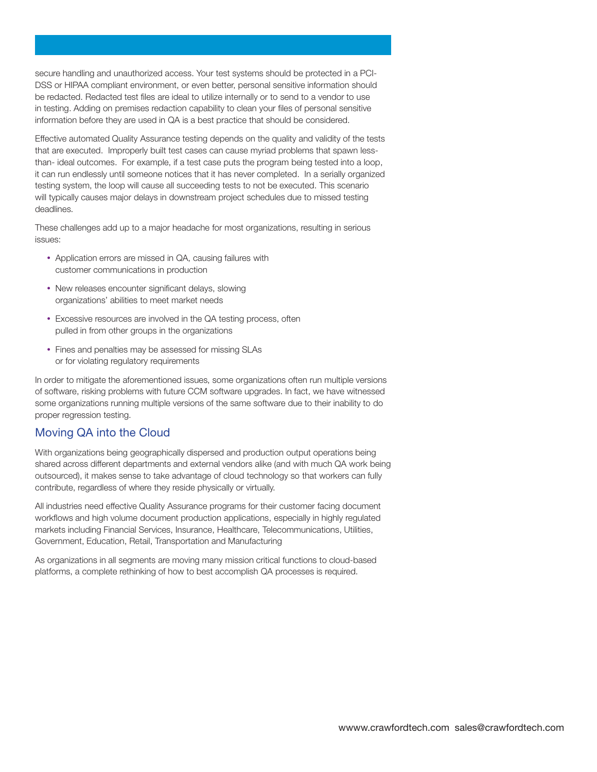secure handling and unauthorized access. Your test systems should be protected in a PCI-DSS or HIPAA compliant environment, or even better, personal sensitive information should be redacted. Redacted test files are ideal to utilize internally or to send to a vendor to use in testing. Adding on premises redaction capability to clean your files of personal sensitive information before they are used in QA is a best practice that should be considered.

Effective automated Quality Assurance testing depends on the quality and validity of the tests that are executed. Improperly built test cases can cause myriad problems that spawn less-than- ideal outcomes. For example, if a test case puts the program being tested into a loop, it can run endlessly until someone notices that it has never completed. In a serially organized testing system, the loop will cause all succeeding tests to not be executed. This scenario will typically causes major delays in downstream project schedules due to missed testing deadlines.

These challenges add up to a major headache for most organizations, resulting in serious issues:

- Application errors are missed in QA, causing failures with customer communications in production
- New releases encounter significant delays, slowing organizations' abilities to meet market needs
- Excessive resources are involved in the QA testing process, often pulled in from other groups in the organizations
- Fines and penalties may be assessed for missing SLAs or for violating regulatory requirements

In order to mitigate the aforementioned issues, some organizations often run multiple versions of software, risking problems with future CCM software upgrades. In fact, we have witnessed some organizations running multiple versions of the same software due to their inability to do proper regression testing.

## Moving QA into the Cloud

With organizations being geographically dispersed and production output operations being shared across different departments and external vendors alike (and with much QA work being outsourced), it makes sense to take advantage of cloud technology so that workers can fully contribute, regardless of where they reside physically or virtually.

All industries need effective Quality Assurance programs for their customer facing document workflows and high volume document production applications, especially in highly regulated markets including Financial Services, Insurance, Healthcare, Telecommunications, Utilities, Government, Education, Retail, Transportation and Manufacturing

As organizations in all segments are moving many mission critical functions to cloud-based platforms, a complete rethinking of how to best accomplish QA processes is required.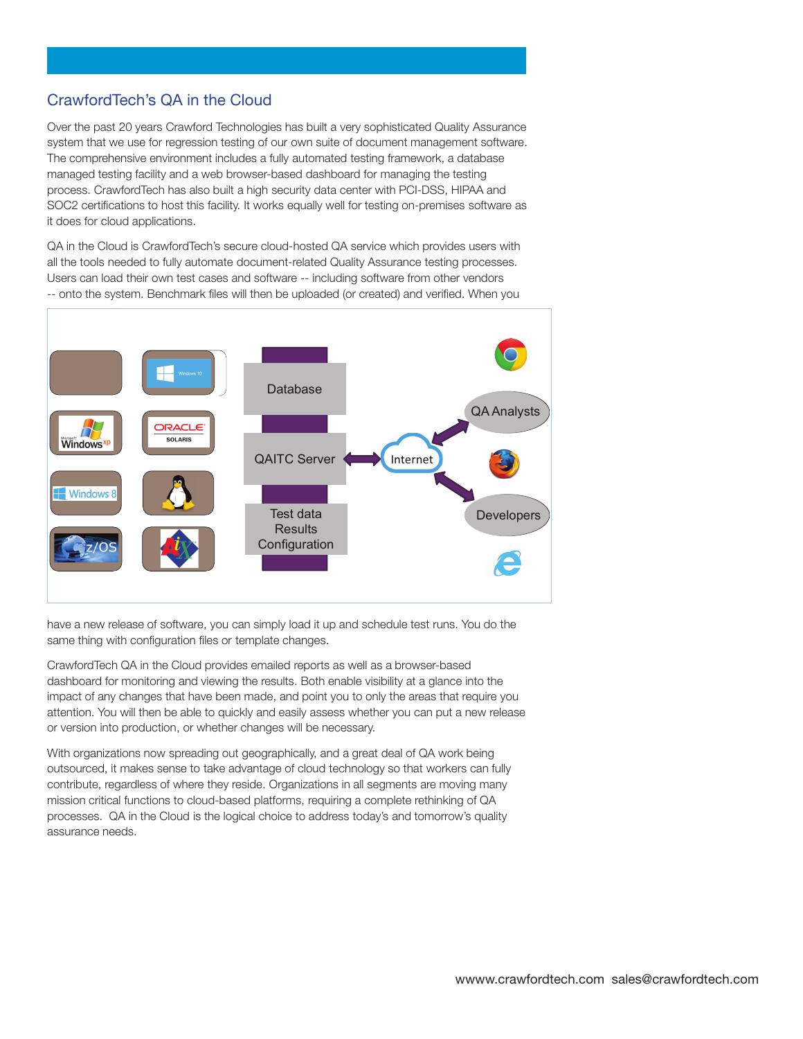## CrawfordTech's QA in the Cloud

Over the past 20 years Crawford Technologies has built a very sophisticated Quality Assurance system that we use for regression testing of our own suite of document management software. The comprehensive environment includes a fully automated testing framework, a database managed testing facility and a web browser-based dashboard for managing the testing process. CrawfordTech has also built a high security data center with PCI-DSS, HIPAA and SOC2 certifications to host this facility. It works equally well for testing on-premises software as it does for cloud applications.

QA in the Cloud is CrawfordTech's secure cloud-hosted QA service which provides users with all the tools needed to fully automate document-related Quality Assurance testing processes. Users can load their own test cases and software -- including software from other vendors -- onto the system. Benchmark files will then be uploaded (or created) and verified. When you have a new release of software, you can simply load it up and schedule test runs. You do the same thing with configuration files or template changes.

Database

QAITC Server

Test data
Results
Configuration

Internet

QA Analysts

Developers

CrawfordTech QA in the Cloud provides emailed reports as well as a browser-based dashboard for monitoring and viewing the results. Both enable visibility at a glance into the impact of any changes that have been made, and point you to only the areas that require you attention. You will then be able to quickly and easily assess whether you can put a new release or version into production, or whether changes will be necessary.

With organizations now spreading out geographically, and a great deal of QA work being outsourced, it makes sense to take advantage of cloud technology so that workers can fully contribute, regardless of where they reside. Organizations in all segments are moving many mission critical functions to cloud-based platforms, requiring a complete rethinking of QA processes. QA in the Cloud is the logical choice to address today's and tomorrow's quality assurance needs.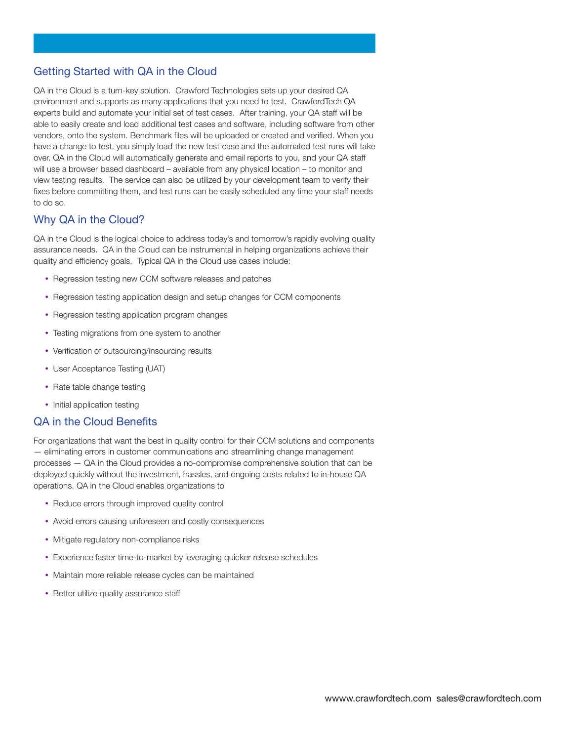## Getting Started with QA in the Cloud

QA in the Cloud is a turn-key solution. Crawford Technologies sets up your desired QA environment and supports as many applications that you need to test. CrawfordTech QA experts build and automate your initial set of test cases. After training, your QA staff will be able to easily create and load additional test cases and software, including software from other vendors, onto the system. Benchmark files will be uploaded or created and verified. When you have a change to test, you simply load the new test case and the automated test runs will take over. QA in the Cloud will automatically generate and email reports to you, and your QA staff will use a browser based dashboard – available from any physical location – to monitor and view testing results. The service can also be utilized by your development team to verify their fixes before committing them, and test runs can be easily scheduled any time your staff needs to do so.

## Why QA in the Cloud?

QA in the Cloud is the logical choice to address today's and tomorrow's rapidly evolving quality assurance needs. QA in the Cloud can be instrumental in helping organizations achieve their quality and efficiency goals. Typical QA in the Cloud use cases include:

- Regression testing new CCM software releases and patches
- Regression testing application design and setup changes for CCM components
- Regression testing application program changes
- Testing migrations from one system to another
- Verification of outsourcing/insourcing results
- User Acceptance Testing (UAT)
- Rate table change testing
- Initial application testing

## QA in the Cloud Benefits

For organizations that want the best in quality control for their CCM solutions and components — eliminating errors in customer communications and streamlining change management processes — QA in the Cloud provides a no-compromise comprehensive solution that can be deployed quickly without the investment, hassles, and ongoing costs related to in-house QA operations. QA in the Cloud enables organizations to

- Reduce errors through improved quality control
- Avoid errors causing unforeseen and costly consequences
- Mitigate regulatory non-compliance risks
- Experience faster time-to-market by leveraging quicker release schedules
- Maintain more reliable release cycles can be maintained
- Better utilize quality assurance staff

wwww.crawfordtech.com sales@crawfordtech.com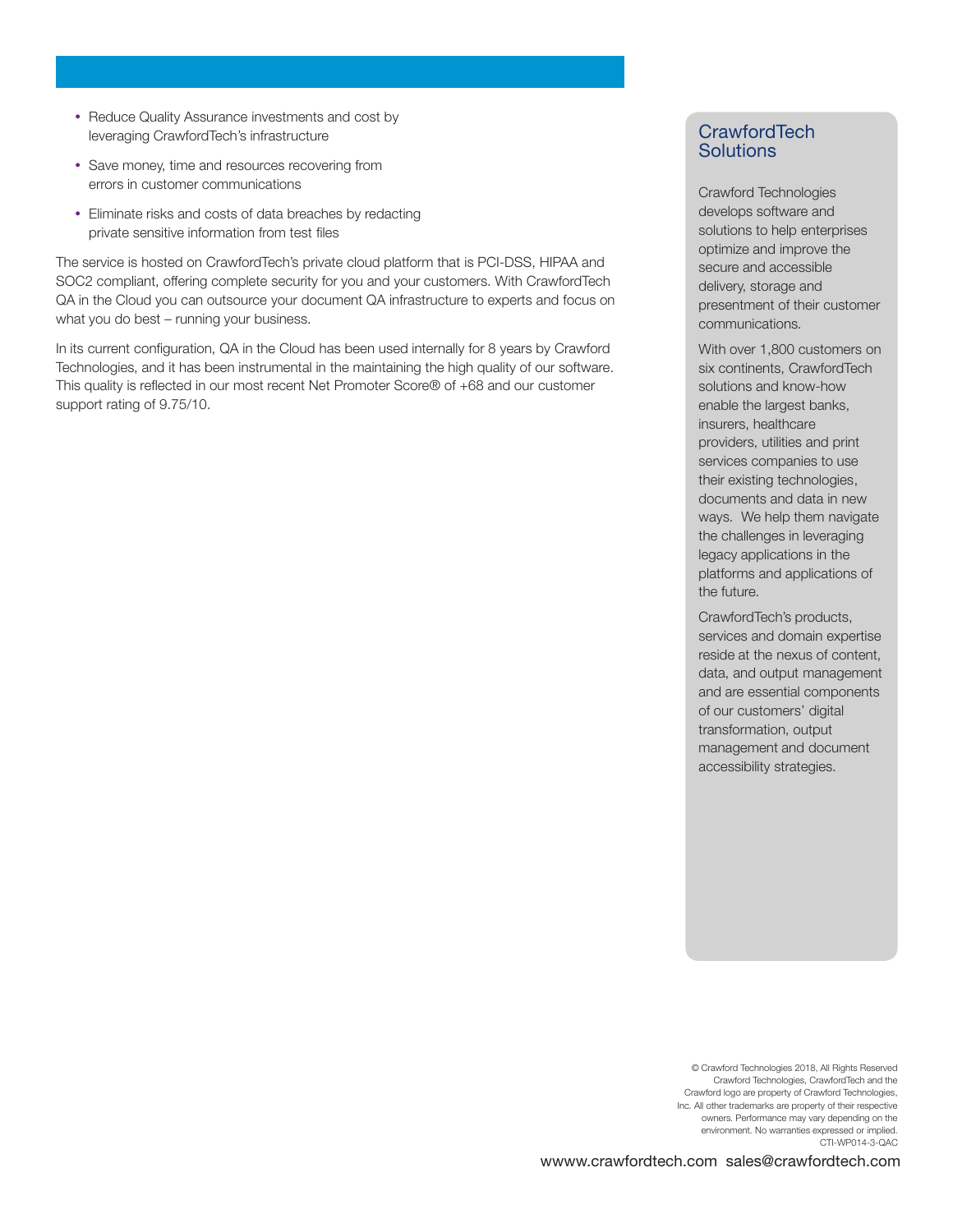- Reduce Quality Assurance investments and cost by leveraging CrawfordTech's infrastructure
- Save money, time and resources recovering from errors in customer communications
- Eliminate risks and costs of data breaches by redacting private sensitive information from test files

The service is hosted on CrawfordTech's private cloud platform that is PCI-DSS, HIPAA and SOC2 compliant, offering complete security for you and your customers. With CrawfordTech QA in the Cloud you can outsource your document QA infrastructure to experts and focus on what you do best – running your business.

In its current configuration, QA in the Cloud has been used internally for 8 years by Crawford Technologies, and it has been instrumental in the maintaining the high quality of our software. This quality is reflected in our most recent Net Promoter Score® of +68 and our customer support rating of 9.75/10.

## CrawfordTech Solutions

Crawford Technologies develops software and solutions to help enterprises optimize and improve the secure and accessible delivery, storage and presentment of their customer communications.

With over 1,800 customers on six continents, CrawfordTech solutions and know-how enable the largest banks, insurers, healthcare providers, utilities and print services companies to use their existing technologies, documents and data in new ways. We help them navigate the challenges in leveraging legacy applications in the platforms and applications of the future.

CrawfordTech's products, services and domain expertise reside at the nexus of content, data, and output management and are essential components of our customers' digital transformation, output management and document accessibility strategies.

© Crawford Technologies 2018, All Rights Reserved Crawford Technologies, CrawfordTech and the Crawford logo are property of Crawford Technologies, Inc. All other trademarks are property of their respective owners. Performance may vary depending on the environment. No warranties expressed or implied. CTI-WP014-3-QAC

wwww.crawfordtech.com sales@crawfordtech.com